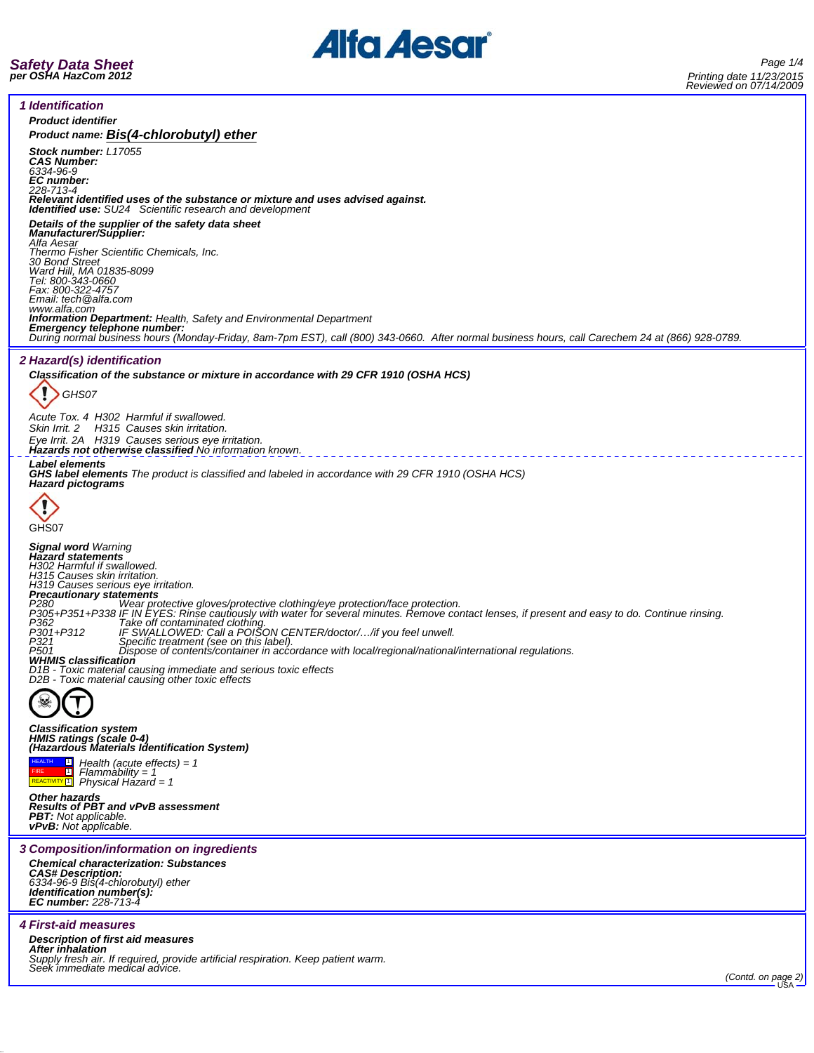# Safety Data Sheet
**per OSHA HazCom 2012**

Printing date 11/23/2015
Reviewed on 07/14/2009

## 1 Identification

**Product identifier**

**Product name: Bis(4-chlorobutyl) ether**

**Stock number:** L17055
**CAS Number:**
6334-96-9
**EC number:**
228-713-4
**Relevant identified uses of the substance or mixture and uses advised against.**
**Identified use:** SU24 Scientific research and development

**Details of the supplier of the safety data sheet**
**Manufacturer/Supplier:**
Alfa Aesar
Thermo Fisher Scientific Chemicals, Inc.
30 Bond Street
Ward Hill, MA 01835-8099
Tel: 800-343-0660
Fax: 800-322-4757
Email: tech@alfa.com
www.alfa.com
**Information Department:** Health, Safety and Environmental Department
**Emergency telephone number:**
During normal business hours (Monday-Friday, 8am-7pm EST), call (800) 343-0660. After normal business hours, call Carechem 24 at (866) 928-0789.

## 2 Hazard(s) identification

**Classification of the substance or mixture in accordance with 29 CFR 1910 (OSHA HCS)**

GHS07

Acute Tox. 4 H302 Harmful if swallowed.
Skin Irrit. 2 H315 Causes skin irritation.
Eye Irrit. 2A H319 Causes serious eye irritation.
**Hazards not otherwise classified** No information known.

**Label elements**
**GHS label elements** The product is classified and labeled in accordance with 29 CFR 1910 (OSHA HCS)
**Hazard pictograms**

GHS07

**Signal word** Warning
**Hazard statements**
H302 Harmful if swallowed.
H315 Causes skin irritation.
H319 Causes serious eye irritation.
**Precautionary statements**
P280 Wear protective gloves/protective clothing/eye protection/face protection.
P305+P351+P338 IF IN EYES: Rinse cautiously with water for several minutes. Remove contact lenses, if present and easy to do. Continue rinsing.
P362 Take off contaminated clothing.
P301+P312 IF SWALLOWED: Call a POISON CENTER/doctor/…/if you feel unwell.
P321 Specific treatment (see on this label).
P501 Dispose of contents/container in accordance with local/regional/national/international regulations.
**WHMIS classification**
D1B - Toxic material causing immediate and serious toxic effects
D2B - Toxic material causing other toxic effects

**Classification system**
**HMIS ratings (scale 0-4)**
**(Hazardous Materials Identification System)**

| | | |
|---|---|---|
| HEALTH | 1 | Health (acute effects) = 1 |
| FIRE | 1 | Flammability = 1 |
| REACTIVITY | 1 | Physical Hazard = 1 |

**Other hazards**
**Results of PBT and vPvB assessment**
**PBT:** Not applicable.
**vPvB:** Not applicable.

## 3 Composition/information on ingredients

**Chemical characterization: Substances**
**CAS# Description:**
6334-96-9 Bis(4-chlorobutyl) ether
**Identification number(s):**
**EC number:** 228-713-4

## 4 First-aid measures

**Description of first aid measures**
**After inhalation**
Supply fresh air. If required, provide artificial respiration. Keep patient warm.
Seek immediate medical advice.

(Contd. on page 2)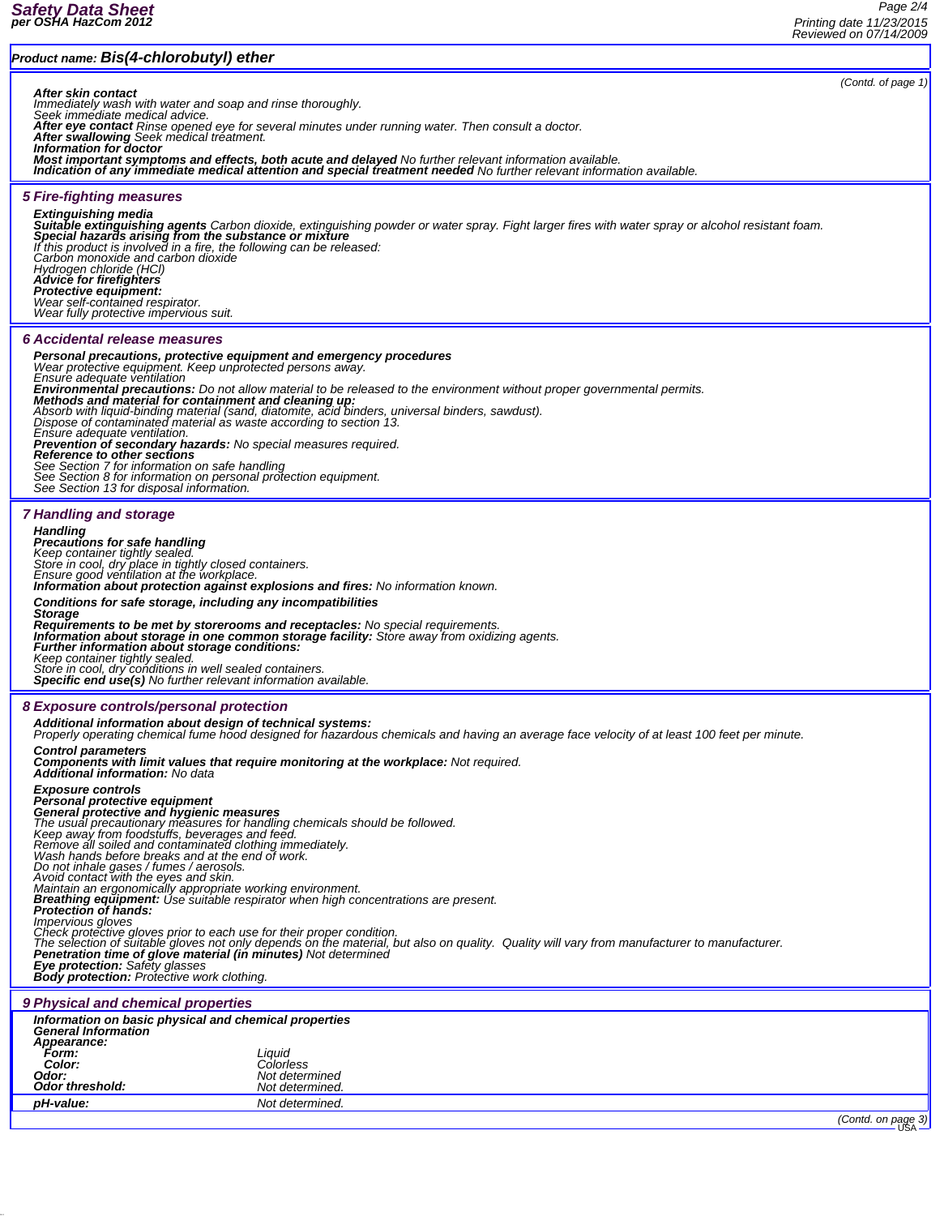**Product name: Bis(4-chlorobutyl) ether**

(Contd. of page 1)

**After skin contact**
Immediately wash with water and soap and rinse thoroughly.
Seek immediate medical advice.
**After eye contact** Rinse opened eye for several minutes under running water. Then consult a doctor.
**After swallowing** Seek medical treatment.
**Information for doctor**
**Most important symptoms and effects, both acute and delayed** No further relevant information available.
**Indication of any immediate medical attention and special treatment needed** No further relevant information available.

## 5 Fire-fighting measures

**Extinguishing media**
**Suitable extinguishing agents** Carbon dioxide, extinguishing powder or water spray. Fight larger fires with water spray or alcohol resistant foam.
**Special hazards arising from the substance or mixture**
If this product is involved in a fire, the following can be released:
Carbon monoxide and carbon dioxide
Hydrogen chloride (HCl)
**Advice for firefighters**
**Protective equipment:**
Wear self-contained respirator.
Wear fully protective impervious suit.

## 6 Accidental release measures

**Personal precautions, protective equipment and emergency procedures**
Wear protective equipment. Keep unprotected persons away.
Ensure adequate ventilation
**Environmental precautions:** Do not allow material to be released to the environment without proper governmental permits.
**Methods and material for containment and cleaning up:**
Absorb with liquid-binding material (sand, diatomite, acid binders, universal binders, sawdust).
Dispose of contaminated material as waste according to section 13.
Ensure adequate ventilation.
**Prevention of secondary hazards:** No special measures required.
**Reference to other sections**
See Section 7 for information on safe handling
See Section 8 for information on personal protection equipment.
See Section 13 for disposal information.

## 7 Handling and storage

**Handling**
**Precautions for safe handling**
Keep container tightly sealed.
Store in cool, dry place in tightly closed containers.
Ensure good ventilation at the workplace.
**Information about protection against explosions and fires:** No information known.

**Conditions for safe storage, including any incompatibilities**
**Storage**
**Requirements to be met by storerooms and receptacles:** No special requirements.
**Information about storage in one common storage facility:** Store away from oxidizing agents.
**Further information about storage conditions:**
Keep container tightly sealed.
Store in cool, dry conditions in well sealed containers.
**Specific end use(s)** No further relevant information available.

## 8 Exposure controls/personal protection

**Additional information about design of technical systems:**
Properly operating chemical fume hood designed for hazardous chemicals and having an average face velocity of at least 100 feet per minute.

**Control parameters**
**Components with limit values that require monitoring at the workplace:** Not required.
**Additional information:** No data

**Exposure controls**
**Personal protective equipment**
**General protective and hygienic measures**
The usual precautionary measures for handling chemicals should be followed.
Keep away from foodstuffs, beverages and feed.
Remove all soiled and contaminated clothing immediately.
Wash hands before breaks and at the end of work.
Do not inhale gases / fumes / aerosols.
Avoid contact with the eyes and skin.
Maintain an ergonomically appropriate working environment.
**Breathing equipment:** Use suitable respirator when high concentrations are present.
**Protection of hands:**
Impervious gloves
Check protective gloves prior to each use for their proper condition.
The selection of suitable gloves not only depends on the material, but also on quality. Quality will vary from manufacturer to manufacturer.
**Penetration time of glove material (in minutes)** Not determined
**Eye protection:** Safety glasses
**Body protection:** Protective work clothing.

## 9 Physical and chemical properties

**Information on basic physical and chemical properties**
**General Information**
**Appearance:**

| | |
|---|---|
| **Form:** | Liquid |
| **Color:** | Colorless |
| **Odor:** | Not determined |
| **Odor threshold:** | Not determined. |
| **pH-value:** | Not determined. |

(Contd. on page 3)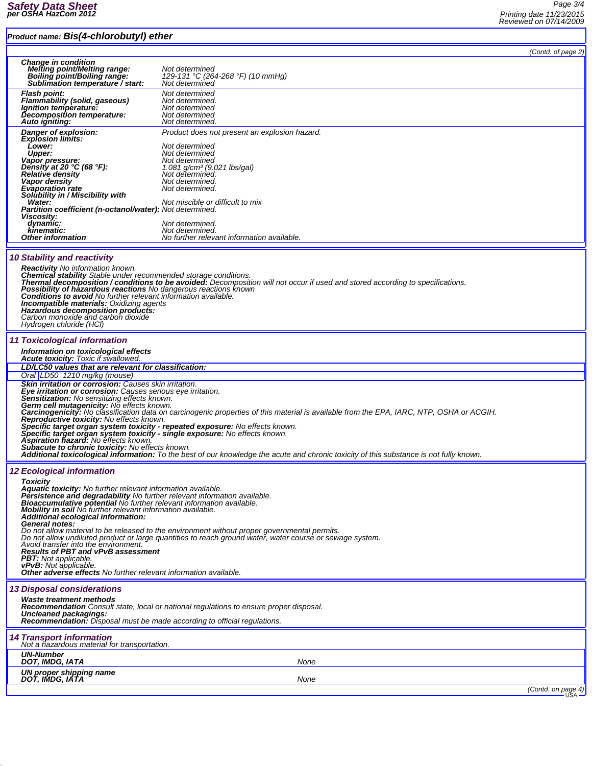**Product name: Bis(4-chlorobutyl) ether**

(Contd. of page 2)

| | |
|---|---|
| **Change in condition** | |
| **Melting point/Melting range:** | Not determined |
| **Boiling point/Boiling range:** | 129-131 °C (264-268 °F) (10 mmHg) |
| **Sublimation temperature / start:** | Not determined |
| **Flash point:** | Not determined |
| **Flammability (solid, gaseous)** | Not determined. |
| **Ignition temperature:** | Not determined |
| **Decomposition temperature:** | Not determined |
| **Auto igniting:** | Not determined. |
| **Danger of explosion:** | Product does not present an explosion hazard. |
| **Explosion limits:** | |
| **Lower:** | Not determined |
| **Upper:** | Not determined |
| **Vapor pressure:** | Not determined |
| **Density at 20 °C (68 °F):** | 1.081 g/cm³ (9.021 lbs/gal) |
| **Relative density** | Not determined. |
| **Vapor density** | Not determined. |
| **Evaporation rate** | Not determined. |
| **Solubility in / Miscibility with** | |
| **Water:** | Not miscible or difficult to mix |
| **Partition coefficient (n-octanol/water):** | Not determined. |
| **Viscosity:** | |
| **dynamic:** | Not determined. |
| **kinematic:** | Not determined. |
| **Other information** | No further relevant information available. |

## 10 Stability and reactivity

**Reactivity** No information known.
**Chemical stability** Stable under recommended storage conditions.
**Thermal decomposition / conditions to be avoided:** Decomposition will not occur if used and stored according to specifications.
**Possibility of hazardous reactions** No dangerous reactions known
**Conditions to avoid** No further relevant information available.
**Incompatible materials:** Oxidizing agents
**Hazardous decomposition products:**
Carbon monoxide and carbon dioxide
Hydrogen chloride (HCl)

## 11 Toxicological information

**Information on toxicological effects**
**Acute toxicity:** Toxic if swallowed.

| **LD/LC50 values that are relevant for classification:** | | |
|---|---|---|
| Oral | LD50 | 1210 mg/kg (mouse) |

**Skin irritation or corrosion:** Causes skin irritation.
**Eye irritation or corrosion:** Causes serious eye irritation.
**Sensitization:** No sensitizing effects known.
**Germ cell mutagenicity:** No effects known.
**Carcinogenicity:** No classification data on carcinogenic properties of this material is available from the EPA, IARC, NTP, OSHA or ACGIH.
**Reproductive toxicity:** No effects known.
**Specific target organ system toxicity - repeated exposure:** No effects known.
**Specific target organ system toxicity - single exposure:** No effects known.
**Aspiration hazard:** No effects known.
**Subacute to chronic toxicity:** No effects known.
**Additional toxicological information:** To the best of our knowledge the acute and chronic toxicity of this substance is not fully known.

## 12 Ecological information

**Toxicity**
**Aquatic toxicity:** No further relevant information available.
**Persistence and degradability** No further relevant information available.
**Bioaccumulative potential** No further relevant information available.
**Mobility in soil** No further relevant information available.
**Additional ecological information:**
**General notes:**
Do not allow material to be released to the environment without proper governmental permits.
Do not allow undiluted product or large quantities to reach ground water, water course or sewage system.
Avoid transfer into the environment.
**Results of PBT and vPvB assessment**
**PBT:** Not applicable.
**vPvB:** Not applicable.
**Other adverse effects** No further relevant information available.

## 13 Disposal considerations

**Waste treatment methods**
**Recommendation** Consult state, local or national regulations to ensure proper disposal.
**Uncleaned packagings:**
**Recommendation:** Disposal must be made according to official regulations.

## 14 Transport information

Not a hazardous material for transportation.

| | |
|---|---|
| **UN-Number** | |
| **DOT, IMDG, IATA** | None |
| **UN proper shipping name** | |
| **DOT, IMDG, IATA** | None |

(Contd. on page 4)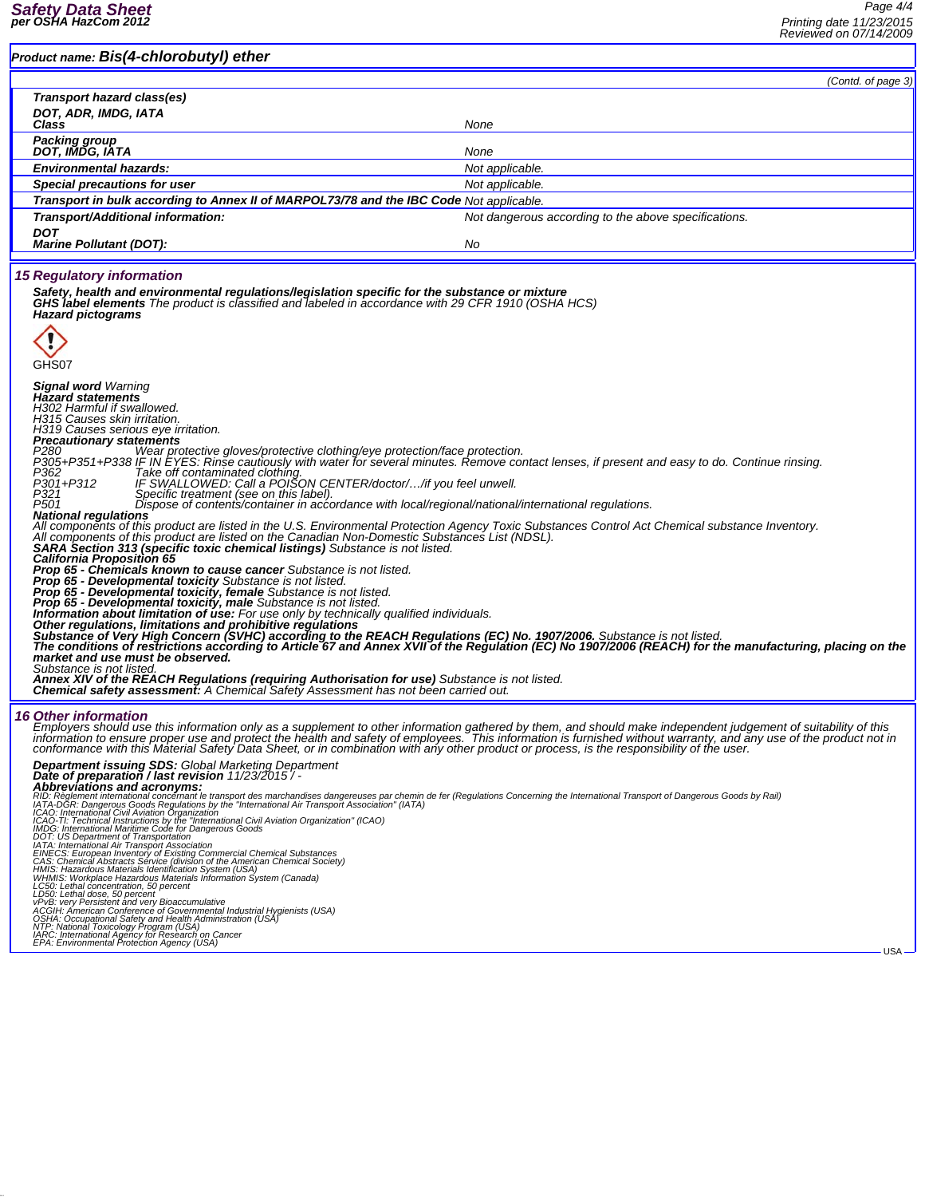**Product name: Bis(4-chlorobutyl) ether**

(Contd. of page 3)

| | |
|---|---|
| **Transport hazard class(es)** | |
| **DOT, ADR, IMDG, IATA** **Class** | None |
| **Packing group** **DOT, IMDG, IATA** | None |
| **Environmental hazards:** | Not applicable. |
| **Special precautions for user** | Not applicable. |
| **Transport in bulk according to Annex II of MARPOL73/78 and the IBC Code** | Not applicable. |
| **Transport/Additional information:** | Not dangerous according to the above specifications. |
| **DOT** **Marine Pollutant (DOT):** | No |

## 15 Regulatory information

**Safety, health and environmental regulations/legislation specific for the substance or mixture**
**GHS label elements** The product is classified and labeled in accordance with 29 CFR 1910 (OSHA HCS)
**Hazard pictograms**

GHS07

**Signal word** Warning
**Hazard statements**
H302 Harmful if swallowed.
H315 Causes skin irritation.
H319 Causes serious eye irritation.
**Precautionary statements**
P280 Wear protective gloves/protective clothing/eye protection/face protection.
P305+P351+P338 IF IN EYES: Rinse cautiously with water for several minutes. Remove contact lenses, if present and easy to do. Continue rinsing.
P362 Take off contaminated clothing.
P301+P312 IF SWALLOWED: Call a POISON CENTER/doctor/…/if you feel unwell.
P321 Specific treatment (see on this label).
P501 Dispose of contents/container in accordance with local/regional/national/international regulations.
**National regulations**
All components of this product are listed in the U.S. Environmental Protection Agency Toxic Substances Control Act Chemical substance Inventory.
All components of this product are listed on the Canadian Non-Domestic Substances List (NDSL).
**SARA Section 313 (specific toxic chemical listings)** Substance is not listed.
**California Proposition 65**
**Prop 65 - Chemicals known to cause cancer** Substance is not listed.
**Prop 65 - Developmental toxicity** Substance is not listed.
**Prop 65 - Developmental toxicity, female** Substance is not listed.
**Prop 65 - Developmental toxicity, male** Substance is not listed.
**Information about limitation of use:** For use only by technically qualified individuals.
**Other regulations, limitations and prohibitive regulations**
**Substance of Very High Concern (SVHC) according to the REACH Regulations (EC) No. 1907/2006.** Substance is not listed.
**The conditions of restrictions according to Article 67 and Annex XVII of the Regulation (EC) No 1907/2006 (REACH) for the manufacturing, placing on the market and use must be observed.**
Substance is not listed.
**Annex XIV of the REACH Regulations (requiring Authorisation for use)** Substance is not listed.
**Chemical safety assessment:** A Chemical Safety Assessment has not been carried out.

## 16 Other information

Employers should use this information only as a supplement to other information gathered by them, and should make independent judgement of suitability of this information to ensure proper use and protect the health and safety of employees. This information is furnished without warranty, and any use of the product not in conformance with this Material Safety Data Sheet, or in combination with any other product or process, is the responsibility of the user.

**Department issuing SDS:** Global Marketing Department
**Date of preparation / last revision** 11/23/2015 / -
**Abbreviations and acronyms:**
RID: Règlement international concernant le transport des marchandises dangereuses par chemin de fer (Regulations Concerning the International Transport of Dangerous Goods by Rail)
IATA-DGR: Dangerous Goods Regulations by the "International Air Transport Association" (IATA)
ICAO: International Civil Aviation Organization
ICAO-TI: Technical Instructions by the "International Civil Aviation Organization" (ICAO)
IMDG: International Maritime Code for Dangerous Goods
DOT: US Department of Transportation
IATA: International Air Transport Association
EINECS: European Inventory of Existing Commercial Chemical Substances
CAS: Chemical Abstracts Service (division of the American Chemical Society)
HMIS: Hazardous Materials Identification System (USA)
WHMIS: Workplace Hazardous Materials Information System (Canada)
LC50: Lethal concentration, 50 percent
LD50: Lethal dose, 50 percent
vPvB: very Persistent and very Bioaccumulative
ACGIH: American Conference of Governmental Industrial Hygienists (USA)
OSHA: Occupational Safety and Health Administration (USA)
NTP: National Toxicology Program (USA)
IARC: International Agency for Research on Cancer
EPA: Environmental Protection Agency (USA)